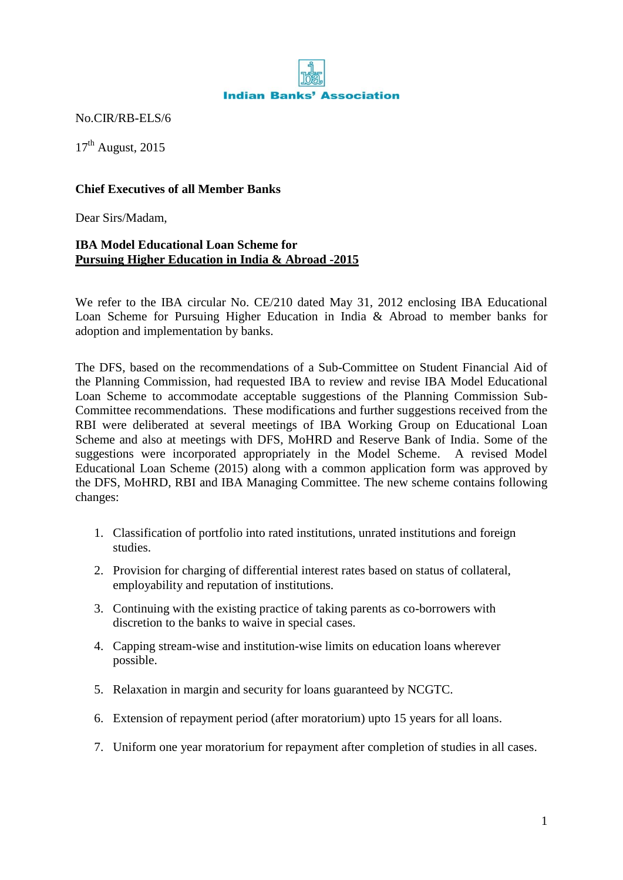**Indian Banks' Association**

No.CIR/RB-ELS/6

17th August, 2015

**Chief Executives of all Member Banks**

Dear Sirs/Madam,

**IBA Model Educational Loan Scheme for**
**<u>Pursuing Higher Education in India & Abroad -2015</u>**

We refer to the IBA circular No. CE/210 dated May 31, 2012 enclosing IBA Educational Loan Scheme for Pursuing Higher Education in India & Abroad to member banks for adoption and implementation by banks.

The DFS, based on the recommendations of a Sub-Committee on Student Financial Aid of the Planning Commission, had requested IBA to review and revise IBA Model Educational Loan Scheme to accommodate acceptable suggestions of the Planning Commission Sub-Committee recommendations. These modifications and further suggestions received from the RBI were deliberated at several meetings of IBA Working Group on Educational Loan Scheme and also at meetings with DFS, MoHRD and Reserve Bank of India. Some of the suggestions were incorporated appropriately in the Model Scheme. A revised Model Educational Loan Scheme (2015) along with a common application form was approved by the DFS, MoHRD, RBI and IBA Managing Committee. The new scheme contains following changes:

1. Classification of portfolio into rated institutions, unrated institutions and foreign studies.
2. Provision for charging of differential interest rates based on status of collateral, employability and reputation of institutions.
3. Continuing with the existing practice of taking parents as co-borrowers with discretion to the banks to waive in special cases.
4. Capping stream-wise and institution-wise limits on education loans wherever possible.
5. Relaxation in margin and security for loans guaranteed by NCGTC.
6. Extension of repayment period (after moratorium) upto 15 years for all loans.
7. Uniform one year moratorium for repayment after completion of studies in all cases.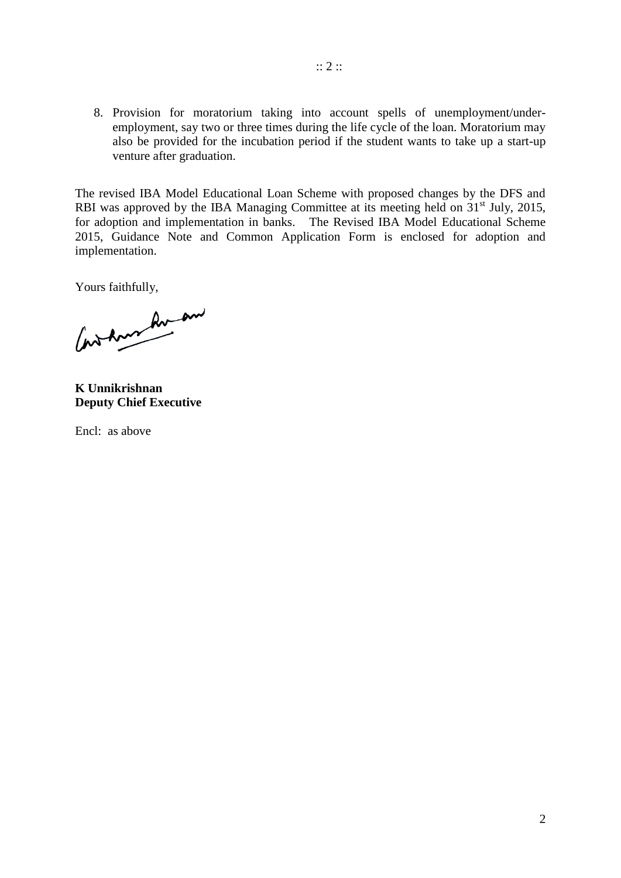8. Provision for moratorium taking into account spells of unemployment/under-employment, say two or three times during the life cycle of the loan. Moratorium may also be provided for the incubation period if the student wants to take up a start-up venture after graduation.

The revised IBA Model Educational Loan Scheme with proposed changes by the DFS and RBI was approved by the IBA Managing Committee at its meeting held on 31st July, 2015, for adoption and implementation in banks. The Revised IBA Model Educational Scheme 2015, Guidance Note and Common Application Form is enclosed for adoption and implementation.

Yours faithfully,

**K Unnikrishnan**
**Deputy Chief Executive**

Encl: as above